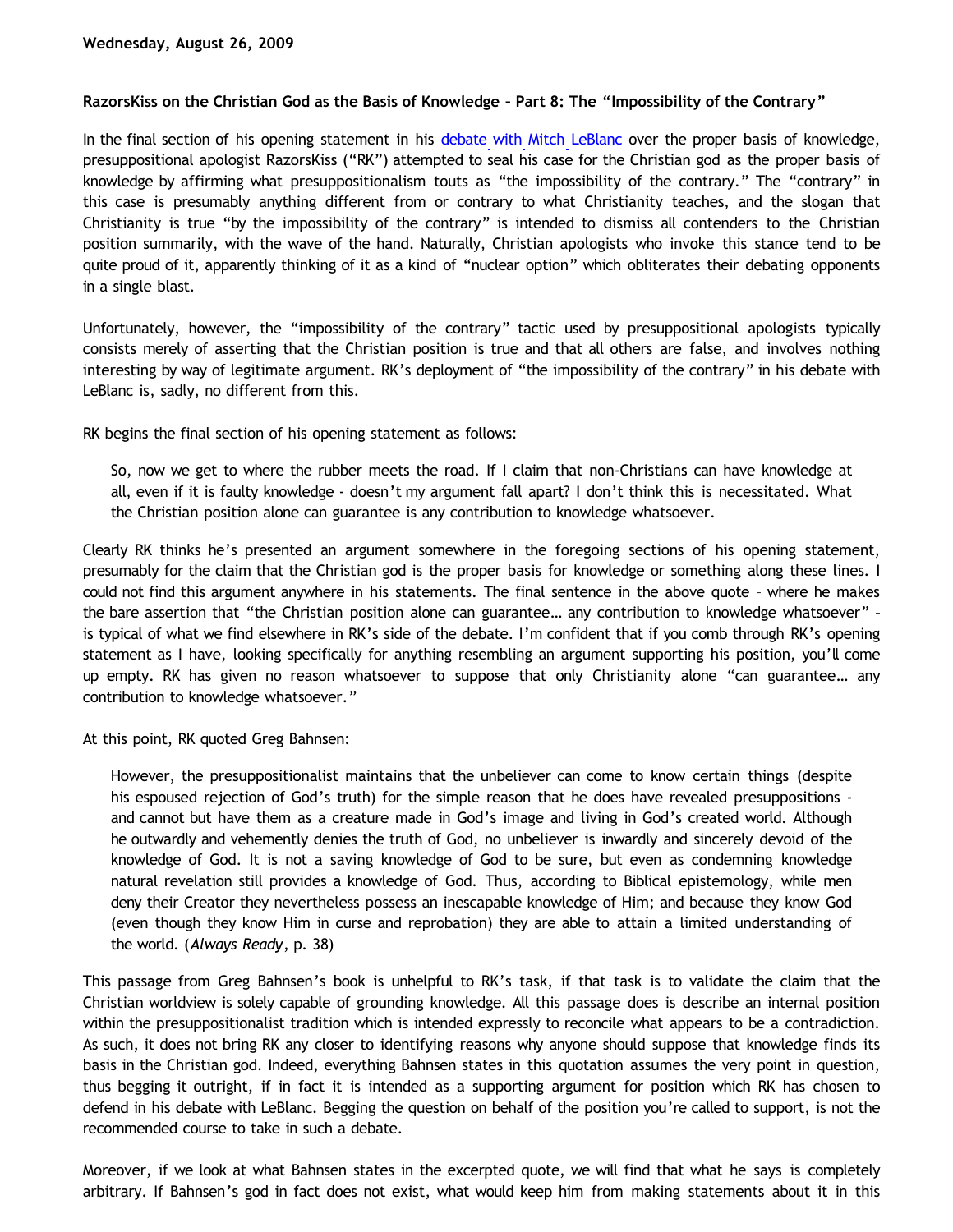**Wednesday, August 26, 2009**

**RazorsKiss on the Christian God as the Basis of Knowledge – Part 8: The "Impossibility of the Contrary"**

In the final section of his opening statement in his debate with Mitch LeBlanc over the proper basis of knowledge, presuppositional apologist RazorsKiss ("RK") attempted to seal his case for the Christian god as the proper basis of knowledge by affirming what presuppositionalism touts as "the impossibility of the contrary." The "contrary" in this case is presumably anything different from or contrary to what Christianity teaches, and the slogan that Christianity is true "by the impossibility of the contrary" is intended to dismiss all contenders to the Christian position summarily, with the wave of the hand. Naturally, Christian apologists who invoke this stance tend to be quite proud of it, apparently thinking of it as a kind of "nuclear option" which obliterates their debating opponents in a single blast.

Unfortunately, however, the "impossibility of the contrary" tactic used by presuppositional apologists typically consists merely of asserting that the Christian position is true and that all others are false, and involves nothing interesting by way of legitimate argument. RK's deployment of "the impossibility of the contrary" in his debate with LeBlanc is, sadly, no different from this.

RK begins the final section of his opening statement as follows:

> So, now we get to where the rubber meets the road. If I claim that non-Christians can have knowledge at all, even if it is faulty knowledge - doesn't my argument fall apart? I don't think this is necessitated. What the Christian position alone can guarantee is any contribution to knowledge whatsoever.

Clearly RK thinks he's presented an argument somewhere in the foregoing sections of his opening statement, presumably for the claim that the Christian god is the proper basis for knowledge or something along these lines. I could not find this argument anywhere in his statements. The final sentence in the above quote – where he makes the bare assertion that "the Christian position alone can guarantee… any contribution to knowledge whatsoever" – is typical of what we find elsewhere in RK's side of the debate. I'm confident that if you comb through RK's opening statement as I have, looking specifically for anything resembling an argument supporting his position, you'll come up empty. RK has given no reason whatsoever to suppose that only Christianity alone "can guarantee… any contribution to knowledge whatsoever."

At this point, RK quoted Greg Bahnsen:

> However, the presuppositionalist maintains that the unbeliever can come to know certain things (despite his espoused rejection of God's truth) for the simple reason that he does have revealed presuppositions - and cannot but have them as a creature made in God's image and living in God's created world. Although he outwardly and vehemently denies the truth of God, no unbeliever is inwardly and sincerely devoid of the knowledge of God. It is not a saving knowledge of God to be sure, but even as condemning knowledge natural revelation still provides a knowledge of God. Thus, according to Biblical epistemology, while men deny their Creator they nevertheless possess an inescapable knowledge of Him; and because they know God (even though they know Him in curse and reprobation) they are able to attain a limited understanding of the world. (*Always Ready*, p. 38)

This passage from Greg Bahnsen's book is unhelpful to RK's task, if that task is to validate the claim that the Christian worldview is solely capable of grounding knowledge. All this passage does is describe an internal position within the presuppositionalist tradition which is intended expressly to reconcile what appears to be a contradiction. As such, it does not bring RK any closer to identifying reasons why anyone should suppose that knowledge finds its basis in the Christian god. Indeed, everything Bahnsen states in this quotation assumes the very point in question, thus begging it outright, if in fact it is intended as a supporting argument for position which RK has chosen to defend in his debate with LeBlanc. Begging the question on behalf of the position you're called to support, is not the recommended course to take in such a debate.

Moreover, if we look at what Bahnsen states in the excerpted quote, we will find that what he says is completely arbitrary. If Bahnsen's god in fact does not exist, what would keep him from making statements about it in this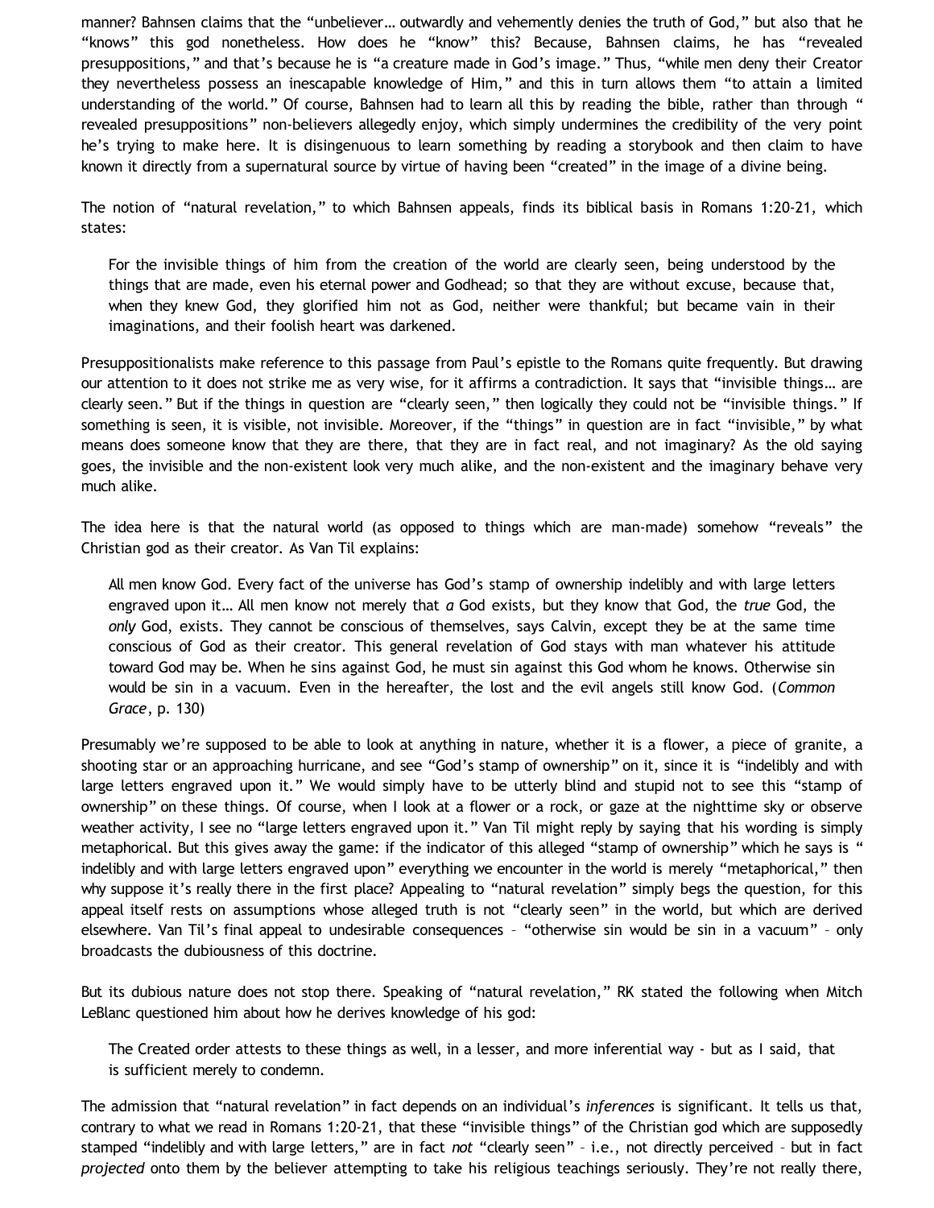manner? Bahnsen claims that the "unbeliever… outwardly and vehemently denies the truth of God," but also that he "knows" this god nonetheless. How does he "know" this? Because, Bahnsen claims, he has "revealed presuppositions," and that's because he is "a creature made in God's image." Thus, "while men deny their Creator they nevertheless possess an inescapable knowledge of Him," and this in turn allows them "to attain a limited understanding of the world." Of course, Bahnsen had to learn all this by reading the bible, rather than through " revealed presuppositions" non-believers allegedly enjoy, which simply undermines the credibility of the very point he's trying to make here. It is disingenuous to learn something by reading a storybook and then claim to have known it directly from a supernatural source by virtue of having been "created" in the image of a divine being.

The notion of "natural revelation," to which Bahnsen appeals, finds its biblical basis in Romans 1:20-21, which states:

> For the invisible things of him from the creation of the world are clearly seen, being understood by the things that are made, even his eternal power and Godhead; so that they are without excuse, because that, when they knew God, they glorified him not as God, neither were thankful; but became vain in their imaginations, and their foolish heart was darkened.

Presuppositionalists make reference to this passage from Paul's epistle to the Romans quite frequently. But drawing our attention to it does not strike me as very wise, for it affirms a contradiction. It says that "invisible things… are clearly seen." But if the things in question are "clearly seen," then logically they could not be "invisible things." If something is seen, it is visible, not invisible. Moreover, if the "things" in question are in fact "invisible," by what means does someone know that they are there, that they are in fact real, and not imaginary? As the old saying goes, the invisible and the non-existent look very much alike, and the non-existent and the imaginary behave very much alike.

The idea here is that the natural world (as opposed to things which are man-made) somehow "reveals" the Christian god as their creator. As Van Til explains:

> All men know God. Every fact of the universe has God's stamp of ownership indelibly and with large letters engraved upon it… All men know not merely that *a* God exists, but they know that God, the *true* God, the *only* God, exists. They cannot be conscious of themselves, says Calvin, except they be at the same time conscious of God as their creator. This general revelation of God stays with man whatever his attitude toward God may be. When he sins against God, he must sin against this God whom he knows. Otherwise sin would be sin in a vacuum. Even in the hereafter, the lost and the evil angels still know God. (*Common Grace*, p. 130)

Presumably we're supposed to be able to look at anything in nature, whether it is a flower, a piece of granite, a shooting star or an approaching hurricane, and see "God's stamp of ownership" on it, since it is "indelibly and with large letters engraved upon it." We would simply have to be utterly blind and stupid not to see this "stamp of ownership" on these things. Of course, when I look at a flower or a rock, or gaze at the nighttime sky or observe weather activity, I see no "large letters engraved upon it." Van Til might reply by saying that his wording is simply metaphorical. But this gives away the game: if the indicator of this alleged "stamp of ownership" which he says is " indelibly and with large letters engraved upon" everything we encounter in the world is merely "metaphorical," then why suppose it's really there in the first place? Appealing to "natural revelation" simply begs the question, for this appeal itself rests on assumptions whose alleged truth is not "clearly seen" in the world, but which are derived elsewhere. Van Til's final appeal to undesirable consequences – "otherwise sin would be sin in a vacuum" – only broadcasts the dubiousness of this doctrine.

But its dubious nature does not stop there. Speaking of "natural revelation," RK stated the following when Mitch LeBlanc questioned him about how he derives knowledge of his god:

> The Created order attests to these things as well, in a lesser, and more inferential way - but as I said, that is sufficient merely to condemn.

The admission that "natural revelation" in fact depends on an individual's *inferences* is significant. It tells us that, contrary to what we read in Romans 1:20-21, that these "invisible things" of the Christian god which are supposedly stamped "indelibly and with large letters," are in fact *not* "clearly seen" – i.e., not directly perceived – but in fact *projected* onto them by the believer attempting to take his religious teachings seriously. They're not really there,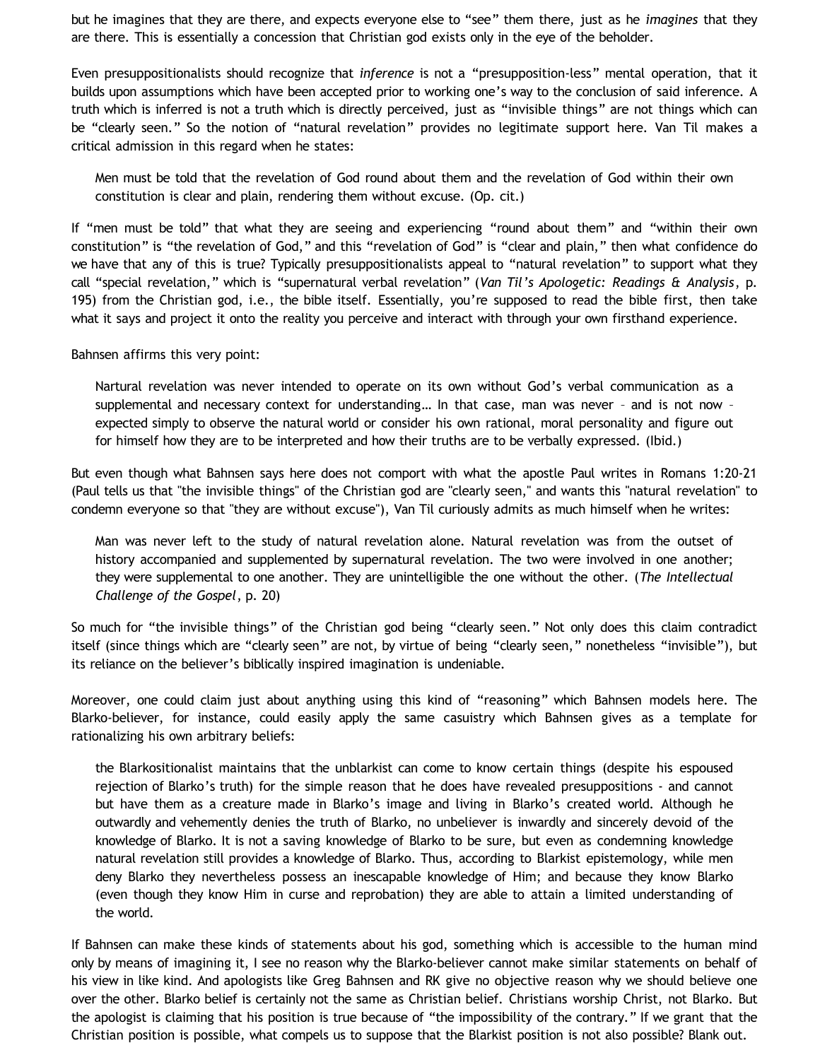but he imagines that they are there, and expects everyone else to "see" them there, just as he *imagines* that they are there. This is essentially a concession that Christian god exists only in the eye of the beholder.

Even presuppositionalists should recognize that *inference* is not a "presupposition-less" mental operation, that it builds upon assumptions which have been accepted prior to working one's way to the conclusion of said inference. A truth which is inferred is not a truth which is directly perceived, just as "invisible things" are not things which can be "clearly seen." So the notion of "natural revelation" provides no legitimate support here. Van Til makes a critical admission in this regard when he states:

> Men must be told that the revelation of God round about them and the revelation of God within their own constitution is clear and plain, rendering them without excuse. (Op. cit.)

If "men must be told" that what they are seeing and experiencing "round about them" and "within their own constitution" is "the revelation of God," and this "revelation of God" is "clear and plain," then what confidence do we have that any of this is true? Typically presuppositionalists appeal to "natural revelation" to support what they call "special revelation," which is "supernatural verbal revelation" (*Van Til's Apologetic: Readings & Analysis*, p. 195) from the Christian god, i.e., the bible itself. Essentially, you're supposed to read the bible first, then take what it says and project it onto the reality you perceive and interact with through your own firsthand experience.

Bahnsen affirms this very point:

> Nartural revelation was never intended to operate on its own without God's verbal communication as a supplemental and necessary context for understanding… In that case, man was never – and is not now – expected simply to observe the natural world or consider his own rational, moral personality and figure out for himself how they are to be interpreted and how their truths are to be verbally expressed. (Ibid.)

But even though what Bahnsen says here does not comport with what the apostle Paul writes in Romans 1:20-21 (Paul tells us that "the invisible things" of the Christian god are "clearly seen," and wants this "natural revelation" to condemn everyone so that "they are without excuse"), Van Til curiously admits as much himself when he writes:

> Man was never left to the study of natural revelation alone. Natural revelation was from the outset of history accompanied and supplemented by supernatural revelation. The two were involved in one another; they were supplemental to one another. They are unintelligible the one without the other. (*The Intellectual Challenge of the Gospel*, p. 20)

So much for "the invisible things" of the Christian god being "clearly seen." Not only does this claim contradict itself (since things which are "clearly seen" are not, by virtue of being "clearly seen," nonetheless "invisible"), but its reliance on the believer's biblically inspired imagination is undeniable.

Moreover, one could claim just about anything using this kind of "reasoning" which Bahnsen models here. The Blarko-believer, for instance, could easily apply the same casuistry which Bahnsen gives as a template for rationalizing his own arbitrary beliefs:

> the Blarkositionalist maintains that the unblarkist can come to know certain things (despite his espoused rejection of Blarko's truth) for the simple reason that he does have revealed presuppositions - and cannot but have them as a creature made in Blarko's image and living in Blarko's created world. Although he outwardly and vehemently denies the truth of Blarko, no unbeliever is inwardly and sincerely devoid of the knowledge of Blarko. It is not a saving knowledge of Blarko to be sure, but even as condemning knowledge natural revelation still provides a knowledge of Blarko. Thus, according to Blarkist epistemology, while men deny Blarko they nevertheless possess an inescapable knowledge of Him; and because they know Blarko (even though they know Him in curse and reprobation) they are able to attain a limited understanding of the world.

If Bahnsen can make these kinds of statements about his god, something which is accessible to the human mind only by means of imagining it, I see no reason why the Blarko-believer cannot make similar statements on behalf of his view in like kind. And apologists like Greg Bahnsen and RK give no objective reason why we should believe one over the other. Blarko belief is certainly not the same as Christian belief. Christians worship Christ, not Blarko. But the apologist is claiming that his position is true because of "the impossibility of the contrary." If we grant that the Christian position is possible, what compels us to suppose that the Blarkist position is not also possible? Blank out.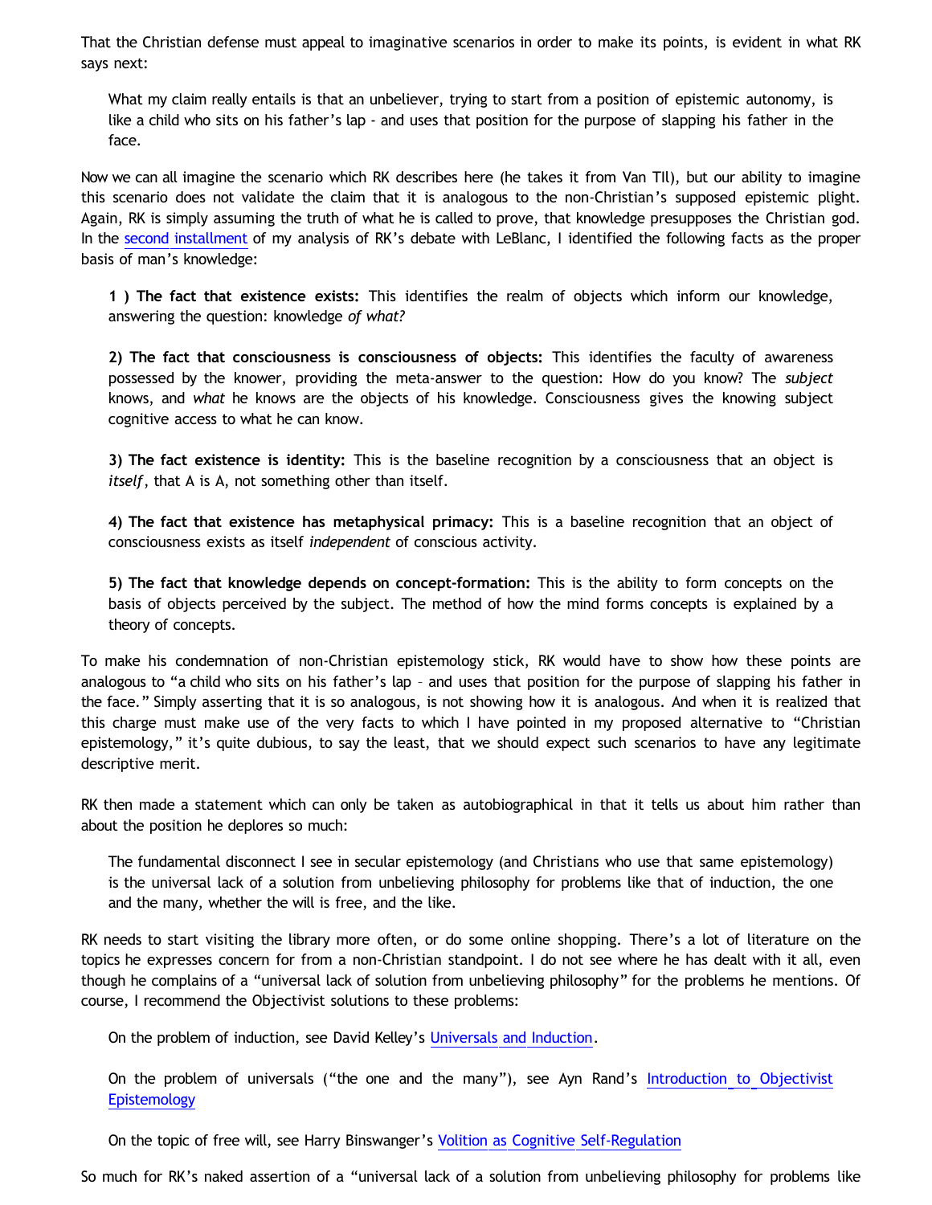That the Christian defense must appeal to imaginative scenarios in order to make its points, is evident in what RK says next:

> What my claim really entails is that an unbeliever, trying to start from a position of epistemic autonomy, is like a child who sits on his father's lap - and uses that position for the purpose of slapping his father in the face.

Now we can all imagine the scenario which RK describes here (he takes it from Van Til), but our ability to imagine this scenario does not validate the claim that it is analogous to the non-Christian's supposed epistemic plight. Again, RK is simply assuming the truth of what he is called to prove, that knowledge presupposes the Christian god. In the second installment of my analysis of RK's debate with LeBlanc, I identified the following facts as the proper basis of man's knowledge:

> **1 ) The fact that existence exists:** This identifies the realm of objects which inform our knowledge, answering the question: knowledge *of what?*
>
> **2) The fact that consciousness is consciousness of objects:** This identifies the faculty of awareness possessed by the knower, providing the meta-answer to the question: How do you know? The *subject* knows, and *what* he knows are the objects of his knowledge. Consciousness gives the knowing subject cognitive access to what he can know.
>
> **3) The fact existence is identity:** This is the baseline recognition by a consciousness that an object is *itself*, that A is A, not something other than itself.
>
> **4) The fact that existence has metaphysical primacy:** This is a baseline recognition that an object of consciousness exists as itself *independent* of conscious activity.
>
> **5) The fact that knowledge depends on concept-formation:** This is the ability to form concepts on the basis of objects perceived by the subject. The method of how the mind forms concepts is explained by a theory of concepts.

To make his condemnation of non-Christian epistemology stick, RK would have to show how these points are analogous to "a child who sits on his father's lap – and uses that position for the purpose of slapping his father in the face." Simply asserting that it is so analogous, is not showing how it is analogous. And when it is realized that this charge must make use of the very facts to which I have pointed in my proposed alternative to "Christian epistemology," it's quite dubious, to say the least, that we should expect such scenarios to have any legitimate descriptive merit.

RK then made a statement which can only be taken as autobiographical in that it tells us about him rather than about the position he deplores so much:

> The fundamental disconnect I see in secular epistemology (and Christians who use that same epistemology) is the universal lack of a solution from unbelieving philosophy for problems like that of induction, the one and the many, whether the will is free, and the like.

RK needs to start visiting the library more often, or do some online shopping. There's a lot of literature on the topics he expresses concern for from a non-Christian standpoint. I do not see where he has dealt with it all, even though he complains of a "universal lack of solution from unbelieving philosophy" for the problems he mentions. Of course, I recommend the Objectivist solutions to these problems:

> On the problem of induction, see David Kelley's Universals and Induction.
>
> On the problem of universals ("the one and the many"), see Ayn Rand's Introduction to Objectivist Epistemology
>
> On the topic of free will, see Harry Binswanger's Volition as Cognitive Self-Regulation

So much for RK's naked assertion of a "universal lack of a solution from unbelieving philosophy for problems like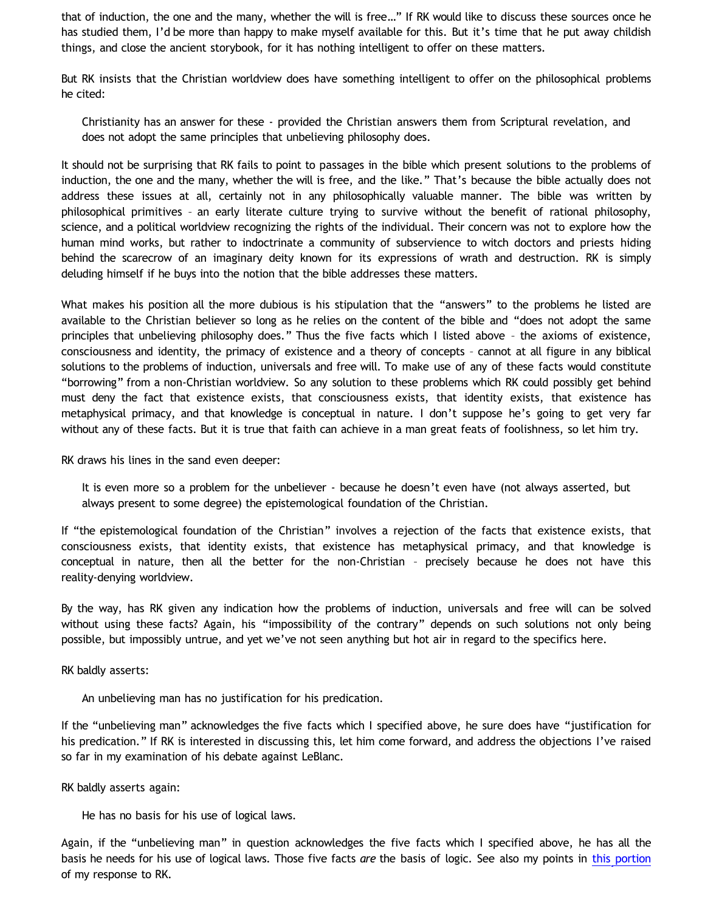that of induction, the one and the many, whether the will is free…" If RK would like to discuss these sources once he has studied them, I'd be more than happy to make myself available for this. But it's time that he put away childish things, and close the ancient storybook, for it has nothing intelligent to offer on these matters.

But RK insists that the Christian worldview does have something intelligent to offer on the philosophical problems he cited:

> Christianity has an answer for these - provided the Christian answers them from Scriptural revelation, and does not adopt the same principles that unbelieving philosophy does.

It should not be surprising that RK fails to point to passages in the bible which present solutions to the problems of induction, the one and the many, whether the will is free, and the like." That's because the bible actually does not address these issues at all, certainly not in any philosophically valuable manner. The bible was written by philosophical primitives – an early literate culture trying to survive without the benefit of rational philosophy, science, and a political worldview recognizing the rights of the individual. Their concern was not to explore how the human mind works, but rather to indoctrinate a community of subservience to witch doctors and priests hiding behind the scarecrow of an imaginary deity known for its expressions of wrath and destruction. RK is simply deluding himself if he buys into the notion that the bible addresses these matters.

What makes his position all the more dubious is his stipulation that the "answers" to the problems he listed are available to the Christian believer so long as he relies on the content of the bible and "does not adopt the same principles that unbelieving philosophy does." Thus the five facts which I listed above – the axioms of existence, consciousness and identity, the primacy of existence and a theory of concepts – cannot at all figure in any biblical solutions to the problems of induction, universals and free will. To make use of any of these facts would constitute "borrowing" from a non-Christian worldview. So any solution to these problems which RK could possibly get behind must deny the fact that existence exists, that consciousness exists, that identity exists, that existence has metaphysical primacy, and that knowledge is conceptual in nature. I don't suppose he's going to get very far without any of these facts. But it is true that faith can achieve in a man great feats of foolishness, so let him try.

RK draws his lines in the sand even deeper:

> It is even more so a problem for the unbeliever - because he doesn't even have (not always asserted, but always present to some degree) the epistemological foundation of the Christian.

If "the epistemological foundation of the Christian" involves a rejection of the facts that existence exists, that consciousness exists, that identity exists, that existence has metaphysical primacy, and that knowledge is conceptual in nature, then all the better for the non-Christian – precisely because he does not have this reality-denying worldview.

By the way, has RK given any indication how the problems of induction, universals and free will can be solved without using these facts? Again, his "impossibility of the contrary" depends on such solutions not only being possible, but impossibly untrue, and yet we've not seen anything but hot air in regard to the specifics here.

RK baldly asserts:

> An unbelieving man has no justification for his predication.

If the "unbelieving man" acknowledges the five facts which I specified above, he sure does have "justification for his predication." If RK is interested in discussing this, let him come forward, and address the objections I've raised so far in my examination of his debate against LeBlanc.

RK baldly asserts again:

> He has no basis for his use of logical laws.

Again, if the "unbelieving man" in question acknowledges the five facts which I specified above, he has all the basis he needs for his use of logical laws. Those five facts *are* the basis of logic. See also my points in this portion of my response to RK.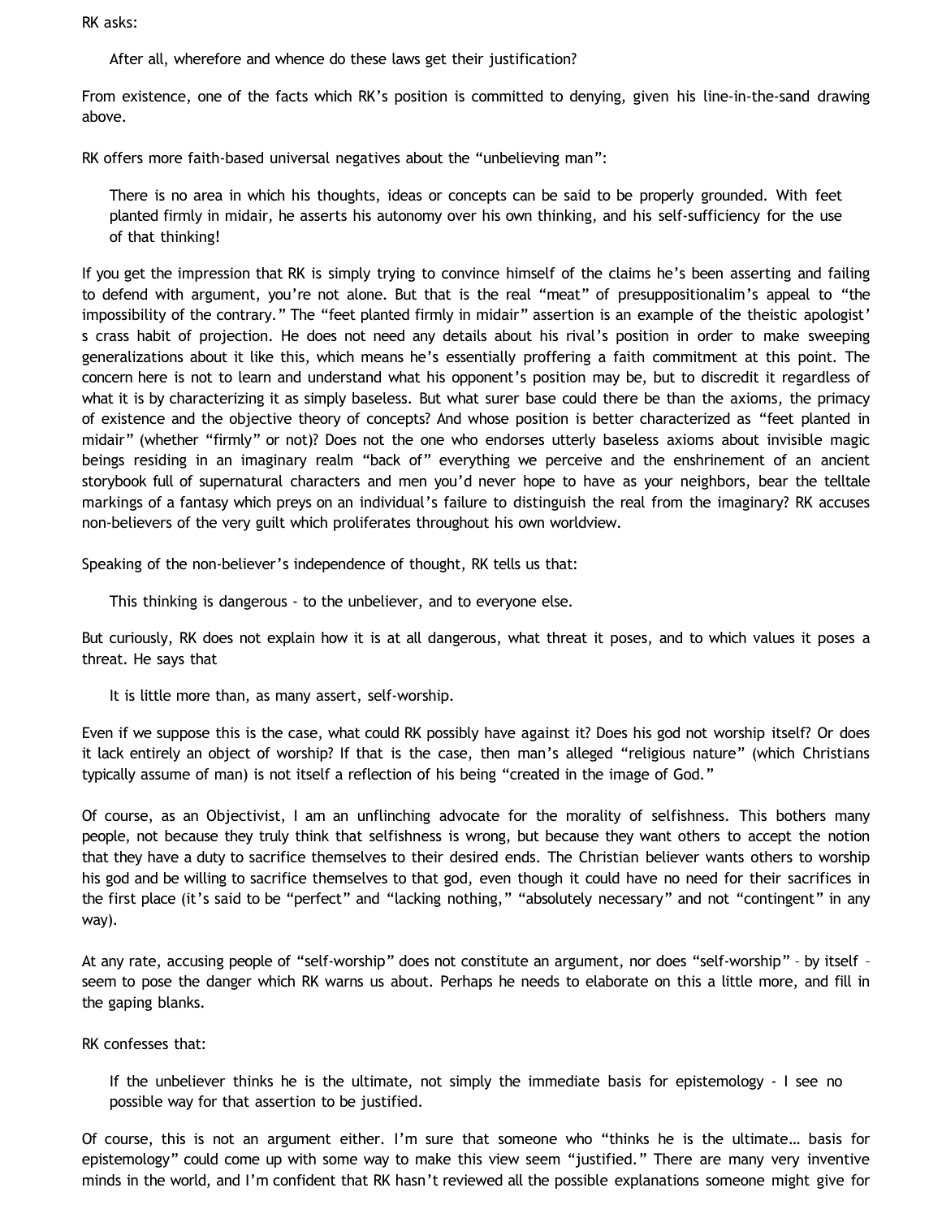RK asks:

> After all, wherefore and whence do these laws get their justification?

From existence, one of the facts which RK's position is committed to denying, given his line-in-the-sand drawing above.

RK offers more faith-based universal negatives about the "unbelieving man":

> There is no area in which his thoughts, ideas or concepts can be said to be properly grounded. With feet planted firmly in midair, he asserts his autonomy over his own thinking, and his self-sufficiency for the use of that thinking!

If you get the impression that RK is simply trying to convince himself of the claims he's been asserting and failing to defend with argument, you're not alone. But that is the real "meat" of presuppositionalim's appeal to "the impossibility of the contrary." The "feet planted firmly in midair" assertion is an example of the theistic apologist's crass habit of projection. He does not need any details about his rival's position in order to make sweeping generalizations about it like this, which means he's essentially proffering a faith commitment at this point. The concern here is not to learn and understand what his opponent's position may be, but to discredit it regardless of what it is by characterizing it as simply baseless. But what surer base could there be than the axioms, the primacy of existence and the objective theory of concepts? And whose position is better characterized as "feet planted in midair" (whether "firmly" or not)? Does not the one who endorses utterly baseless axioms about invisible magic beings residing in an imaginary realm "back of" everything we perceive and the enshrinement of an ancient storybook full of supernatural characters and men you'd never hope to have as your neighbors, bear the telltale markings of a fantasy which preys on an individual's failure to distinguish the real from the imaginary? RK accuses non-believers of the very guilt which proliferates throughout his own worldview.

Speaking of the non-believer's independence of thought, RK tells us that:

> This thinking is dangerous - to the unbeliever, and to everyone else.

But curiously, RK does not explain how it is at all dangerous, what threat it poses, and to which values it poses a threat. He says that

> It is little more than, as many assert, self-worship.

Even if we suppose this is the case, what could RK possibly have against it? Does his god not worship itself? Or does it lack entirely an object of worship? If that is the case, then man's alleged "religious nature" (which Christians typically assume of man) is not itself a reflection of his being "created in the image of God."

Of course, as an Objectivist, I am an unflinching advocate for the morality of selfishness. This bothers many people, not because they truly think that selfishness is wrong, but because they want others to accept the notion that they have a duty to sacrifice themselves to their desired ends. The Christian believer wants others to worship his god and be willing to sacrifice themselves to that god, even though it could have no need for their sacrifices in the first place (it's said to be "perfect" and "lacking nothing," "absolutely necessary" and not "contingent" in any way).

At any rate, accusing people of "self-worship" does not constitute an argument, nor does "self-worship" – by itself – seem to pose the danger which RK warns us about. Perhaps he needs to elaborate on this a little more, and fill in the gaping blanks.

RK confesses that:

> If the unbeliever thinks he is the ultimate, not simply the immediate basis for epistemology - I see no possible way for that assertion to be justified.

Of course, this is not an argument either. I'm sure that someone who "thinks he is the ultimate… basis for epistemology" could come up with some way to make this view seem "justified." There are many very inventive minds in the world, and I'm confident that RK hasn't reviewed all the possible explanations someone might give for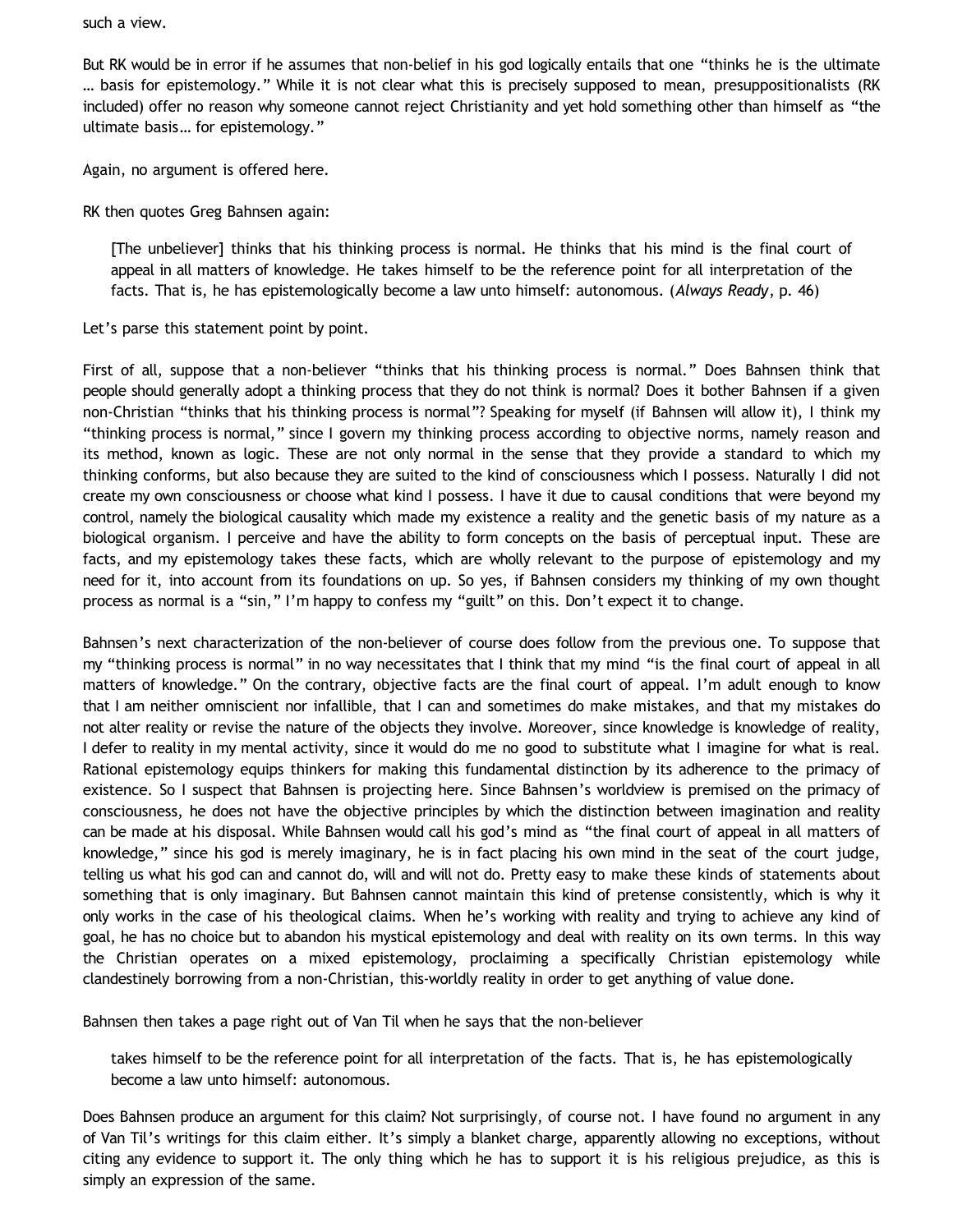such a view.

But RK would be in error if he assumes that non-belief in his god logically entails that one "thinks he is the ultimate … basis for epistemology." While it is not clear what this is precisely supposed to mean, presuppositionalists (RK included) offer no reason why someone cannot reject Christianity and yet hold something other than himself as "the ultimate basis… for epistemology."

Again, no argument is offered here.

RK then quotes Greg Bahnsen again:

> [The unbeliever] thinks that his thinking process is normal. He thinks that his mind is the final court of appeal in all matters of knowledge. He takes himself to be the reference point for all interpretation of the facts. That is, he has epistemologically become a law unto himself: autonomous. (*Always Ready*, p. 46)

Let's parse this statement point by point.

First of all, suppose that a non-believer "thinks that his thinking process is normal." Does Bahnsen think that people should generally adopt a thinking process that they do not think is normal? Does it bother Bahnsen if a given non-Christian "thinks that his thinking process is normal"? Speaking for myself (if Bahnsen will allow it), I think my "thinking process is normal," since I govern my thinking process according to objective norms, namely reason and its method, known as logic. These are not only normal in the sense that they provide a standard to which my thinking conforms, but also because they are suited to the kind of consciousness which I possess. Naturally I did not create my own consciousness or choose what kind I possess. I have it due to causal conditions that were beyond my control, namely the biological causality which made my existence a reality and the genetic basis of my nature as a biological organism. I perceive and have the ability to form concepts on the basis of perceptual input. These are facts, and my epistemology takes these facts, which are wholly relevant to the purpose of epistemology and my need for it, into account from its foundations on up. So yes, if Bahnsen considers my thinking of my own thought process as normal is a "sin," I'm happy to confess my "guilt" on this. Don't expect it to change.

Bahnsen's next characterization of the non-believer of course does follow from the previous one. To suppose that my "thinking process is normal" in no way necessitates that I think that my mind "is the final court of appeal in all matters of knowledge." On the contrary, objective facts are the final court of appeal. I'm adult enough to know that I am neither omniscient nor infallible, that I can and sometimes do make mistakes, and that my mistakes do not alter reality or revise the nature of the objects they involve. Moreover, since knowledge is knowledge of reality, I defer to reality in my mental activity, since it would do me no good to substitute what I imagine for what is real. Rational epistemology equips thinkers for making this fundamental distinction by its adherence to the primacy of existence. So I suspect that Bahnsen is projecting here. Since Bahnsen's worldview is premised on the primacy of consciousness, he does not have the objective principles by which the distinction between imagination and reality can be made at his disposal. While Bahnsen would call his god's mind as "the final court of appeal in all matters of knowledge," since his god is merely imaginary, he is in fact placing his own mind in the seat of the court judge, telling us what his god can and cannot do, will and will not do. Pretty easy to make these kinds of statements about something that is only imaginary. But Bahnsen cannot maintain this kind of pretense consistently, which is why it only works in the case of his theological claims. When he's working with reality and trying to achieve any kind of goal, he has no choice but to abandon his mystical epistemology and deal with reality on its own terms. In this way the Christian operates on a mixed epistemology, proclaiming a specifically Christian epistemology while clandestinely borrowing from a non-Christian, this-worldly reality in order to get anything of value done.

Bahnsen then takes a page right out of Van Til when he says that the non-believer

> takes himself to be the reference point for all interpretation of the facts. That is, he has epistemologically become a law unto himself: autonomous.

Does Bahnsen produce an argument for this claim? Not surprisingly, of course not. I have found no argument in any of Van Til's writings for this claim either. It's simply a blanket charge, apparently allowing no exceptions, without citing any evidence to support it. The only thing which he has to support it is his religious prejudice, as this is simply an expression of the same.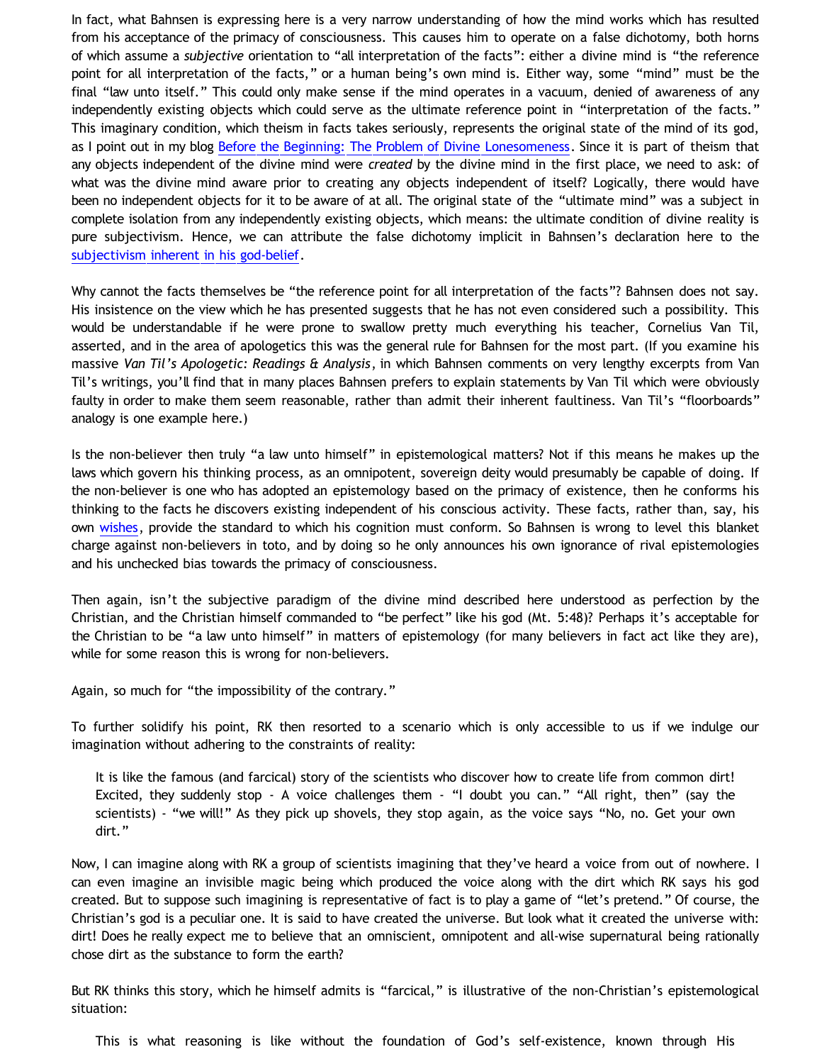In fact, what Bahnsen is expressing here is a very narrow understanding of how the mind works which has resulted from his acceptance of the primacy of consciousness. This causes him to operate on a false dichotomy, both horns of which assume a *subjective* orientation to "all interpretation of the facts": either a divine mind is "the reference point for all interpretation of the facts," or a human being's own mind is. Either way, some "mind" must be the final "law unto itself." This could only make sense if the mind operates in a vacuum, denied of awareness of any independently existing objects which could serve as the ultimate reference point in "interpretation of the facts." This imaginary condition, which theism in facts takes seriously, represents the original state of the mind of its god, as I point out in my blog [Before the Beginning: The Problem of Divine Lonesomeness](). Since it is part of theism that any objects independent of the divine mind were *created* by the divine mind in the first place, we need to ask: of what was the divine mind aware prior to creating any objects independent of itself? Logically, there would have been no independent objects for it to be aware of at all. The original state of the "ultimate mind" was a subject in complete isolation from any independently existing objects, which means: the ultimate condition of divine reality is pure subjectivism. Hence, we can attribute the false dichotomy implicit in Bahnsen's declaration here to the [subjectivism inherent in his god-belief]().

Why cannot the facts themselves be "the reference point for all interpretation of the facts"? Bahnsen does not say. His insistence on the view which he has presented suggests that he has not even considered such a possibility. This would be understandable if he were prone to swallow pretty much everything his teacher, Cornelius Van Til, asserted, and in the area of apologetics this was the general rule for Bahnsen for the most part. (If you examine his massive *Van Til's Apologetic: Readings & Analysis*, in which Bahnsen comments on very lengthy excerpts from Van Til's writings, you'll find that in many places Bahnsen prefers to explain statements by Van Til which were obviously faulty in order to make them seem reasonable, rather than admit their inherent faultiness. Van Til's "floorboards" analogy is one example here.)

Is the non-believer then truly "a law unto himself" in epistemological matters? Not if this means he makes up the laws which govern his thinking process, as an omnipotent, sovereign deity would presumably be capable of doing. If the non-believer is one who has adopted an epistemology based on the primacy of existence, then he conforms his thinking to the facts he discovers existing independent of his conscious activity. These facts, rather than, say, his own [wishes](), provide the standard to which his cognition must conform. So Bahnsen is wrong to level this blanket charge against non-believers in toto, and by doing so he only announces his own ignorance of rival epistemologies and his unchecked bias towards the primacy of consciousness.

Then again, isn't the subjective paradigm of the divine mind described here understood as perfection by the Christian, and the Christian himself commanded to "be perfect" like his god (Mt. 5:48)? Perhaps it's acceptable for the Christian to be "a law unto himself" in matters of epistemology (for many believers in fact act like they are), while for some reason this is wrong for non-believers.

Again, so much for "the impossibility of the contrary."

To further solidify his point, RK then resorted to a scenario which is only accessible to us if we indulge our imagination without adhering to the constraints of reality:

> It is like the famous (and farcical) story of the scientists who discover how to create life from common dirt! Excited, they suddenly stop - A voice challenges them - "I doubt you can." "All right, then" (say the scientists) - "we will!" As they pick up shovels, they stop again, as the voice says "No, no. Get your own dirt."

Now, I can imagine along with RK a group of scientists imagining that they've heard a voice from out of nowhere. I can even imagine an invisible magic being which produced the voice along with the dirt which RK says his god created. But to suppose such imagining is representative of fact is to play a game of "let's pretend." Of course, the Christian's god is a peculiar one. It is said to have created the universe. But look what it created the universe with: dirt! Does he really expect me to believe that an omniscient, omnipotent and all-wise supernatural being rationally chose dirt as the substance to form the earth?

But RK thinks this story, which he himself admits is "farcical," is illustrative of the non-Christian's epistemological situation:

> This is what reasoning is like without the foundation of God's self-existence, known through His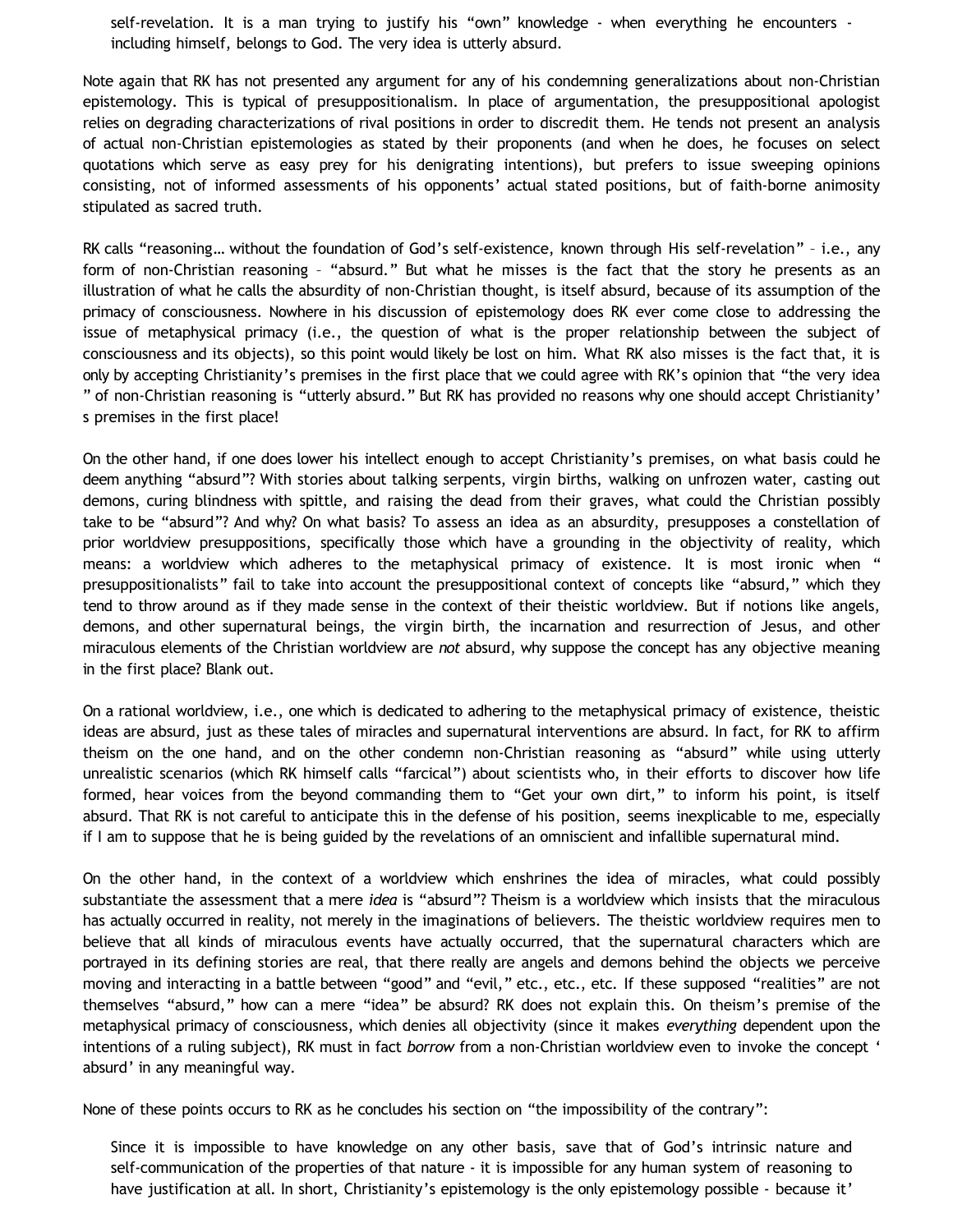> self-revelation. It is a man trying to justify his "own" knowledge - when everything he encounters - including himself, belongs to God. The very idea is utterly absurd.

Note again that RK has not presented any argument for any of his condemning generalizations about non-Christian epistemology. This is typical of presuppositionalism. In place of argumentation, the presuppositional apologist relies on degrading characterizations of rival positions in order to discredit them. He tends not present an analysis of actual non-Christian epistemologies as stated by their proponents (and when he does, he focuses on select quotations which serve as easy prey for his denigrating intentions), but prefers to issue sweeping opinions consisting, not of informed assessments of his opponents' actual stated positions, but of faith-borne animosity stipulated as sacred truth.

RK calls "reasoning… without the foundation of God's self-existence, known through His self-revelation" – i.e., any form of non-Christian reasoning – "absurd." But what he misses is the fact that the story he presents as an illustration of what he calls the absurdity of non-Christian thought, is itself absurd, because of its assumption of the primacy of consciousness. Nowhere in his discussion of epistemology does RK ever come close to addressing the issue of metaphysical primacy (i.e., the question of what is the proper relationship between the subject of consciousness and its objects), so this point would likely be lost on him. What RK also misses is the fact that, it is only by accepting Christianity's premises in the first place that we could agree with RK's opinion that "the very idea " of non-Christian reasoning is "utterly absurd." But RK has provided no reasons why one should accept Christianity' s premises in the first place!

On the other hand, if one does lower his intellect enough to accept Christianity's premises, on what basis could he deem anything "absurd"? With stories about talking serpents, virgin births, walking on unfrozen water, casting out demons, curing blindness with spittle, and raising the dead from their graves, what could the Christian possibly take to be "absurd"? And why? On what basis? To assess an idea as an absurdity, presupposes a constellation of prior worldview presuppositions, specifically those which have a grounding in the objectivity of reality, which means: a worldview which adheres to the metaphysical primacy of existence. It is most ironic when " presuppositionalists" fail to take into account the presuppositional context of concepts like "absurd," which they tend to throw around as if they made sense in the context of their theistic worldview. But if notions like angels, demons, and other supernatural beings, the virgin birth, the incarnation and resurrection of Jesus, and other miraculous elements of the Christian worldview are *not* absurd, why suppose the concept has any objective meaning in the first place? Blank out.

On a rational worldview, i.e., one which is dedicated to adhering to the metaphysical primacy of existence, theistic ideas are absurd, just as these tales of miracles and supernatural interventions are absurd. In fact, for RK to affirm theism on the one hand, and on the other condemn non-Christian reasoning as "absurd" while using utterly unrealistic scenarios (which RK himself calls "farcical") about scientists who, in their efforts to discover how life formed, hear voices from the beyond commanding them to "Get your own dirt," to inform his point, is itself absurd. That RK is not careful to anticipate this in the defense of his position, seems inexplicable to me, especially if I am to suppose that he is being guided by the revelations of an omniscient and infallible supernatural mind.

On the other hand, in the context of a worldview which enshrines the idea of miracles, what could possibly substantiate the assessment that a mere *idea* is "absurd"? Theism is a worldview which insists that the miraculous has actually occurred in reality, not merely in the imaginations of believers. The theistic worldview requires men to believe that all kinds of miraculous events have actually occurred, that the supernatural characters which are portrayed in its defining stories are real, that there really are angels and demons behind the objects we perceive moving and interacting in a battle between "good" and "evil," etc., etc., etc. If these supposed "realities" are not themselves "absurd," how can a mere "idea" be absurd? RK does not explain this. On theism's premise of the metaphysical primacy of consciousness, which denies all objectivity (since it makes *everything* dependent upon the intentions of a ruling subject), RK must in fact *borrow* from a non-Christian worldview even to invoke the concept ' absurd' in any meaningful way.

None of these points occurs to RK as he concludes his section on "the impossibility of the contrary":

> Since it is impossible to have knowledge on any other basis, save that of God's intrinsic nature and self-communication of the properties of that nature - it is impossible for any human system of reasoning to have justification at all. In short, Christianity's epistemology is the only epistemology possible - because it'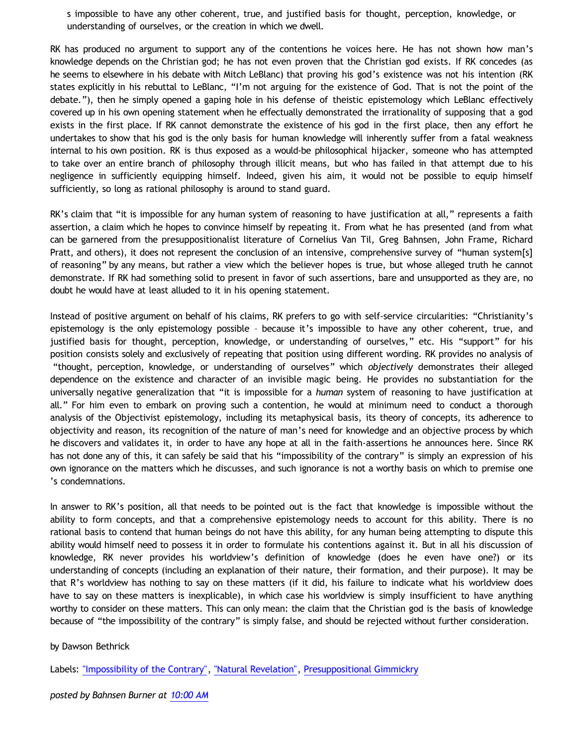s impossible to have any other coherent, true, and justified basis for thought, perception, knowledge, or understanding of ourselves, or the creation in which we dwell.

RK has produced no argument to support any of the contentions he voices here. He has not shown how man's knowledge depends on the Christian god; he has not even proven that the Christian god exists. If RK concedes (as he seems to elsewhere in his debate with Mitch LeBlanc) that proving his god's existence was not his intention (RK states explicitly in his rebuttal to LeBlanc, "I'm not arguing for the existence of God. That is not the point of the debate."), then he simply opened a gaping hole in his defense of theistic epistemology which LeBlanc effectively covered up in his own opening statement when he effectually demonstrated the irrationality of supposing that a god exists in the first place. If RK cannot demonstrate the existence of his god in the first place, then any effort he undertakes to show that his god is the only basis for human knowledge will inherently suffer from a fatal weakness internal to his own position. RK is thus exposed as a would-be philosophical hijacker, someone who has attempted to take over an entire branch of philosophy through illicit means, but who has failed in that attempt due to his negligence in sufficiently equipping himself. Indeed, given his aim, it would not be possible to equip himself sufficiently, so long as rational philosophy is around to stand guard.

RK's claim that "it is impossible for any human system of reasoning to have justification at all," represents a faith assertion, a claim which he hopes to convince himself by repeating it. From what he has presented (and from what can be garnered from the presuppositionalist literature of Cornelius Van Til, Greg Bahnsen, John Frame, Richard Pratt, and others), it does not represent the conclusion of an intensive, comprehensive survey of "human system[s] of reasoning" by any means, but rather a view which the believer hopes is true, but whose alleged truth he cannot demonstrate. If RK had something solid to present in favor of such assertions, bare and unsupported as they are, no doubt he would have at least alluded to it in his opening statement.

Instead of positive argument on behalf of his claims, RK prefers to go with self-service circularities: "Christianity's epistemology is the only epistemology possible – because it's impossible to have any other coherent, true, and justified basis for thought, perception, knowledge, or understanding of ourselves," etc. His "support" for his position consists solely and exclusively of repeating that position using different wording. RK provides no analysis of "thought, perception, knowledge, or understanding of ourselves" which *objectively* demonstrates their alleged dependence on the existence and character of an invisible magic being. He provides no substantiation for the universally negative generalization that "it is impossible for a *human* system of reasoning to have justification at all." For him even to embark on proving such a contention, he would at minimum need to conduct a thorough analysis of the Objectivist epistemology, including its metaphysical basis, its theory of concepts, its adherence to objectivity and reason, its recognition of the nature of man's need for knowledge and an objective process by which he discovers and validates it, in order to have any hope at all in the faith-assertions he announces here. Since RK has not done any of this, it can safely be said that his "impossibility of the contrary" is simply an expression of his own ignorance on the matters which he discusses, and such ignorance is not a worthy basis on which to premise one's condemnations.

In answer to RK's position, all that needs to be pointed out is the fact that knowledge is impossible without the ability to form concepts, and that a comprehensive epistemology needs to account for this ability. There is no rational basis to contend that human beings do not have this ability, for any human being attempting to dispute this ability would himself need to possess it in order to formulate his contentions against it. But in all his discussion of knowledge, RK never provides his worldview's definition of knowledge (does he even have one?) or its understanding of concepts (including an explanation of their nature, their formation, and their purpose). It may be that R's worldview has nothing to say on these matters (if it did, his failure to indicate what his worldview does have to say on these matters is inexplicable), in which case his worldview is simply insufficient to have anything worthy to consider on these matters. This can only mean: the claim that the Christian god is the basis of knowledge because of "the impossibility of the contrary" is simply false, and should be rejected without further consideration.

by Dawson Bethrick

Labels: "Impossibility of the Contrary", "Natural Revelation", Presuppositional Gimmickry

*posted by Bahnsen Burner at 10:00 AM*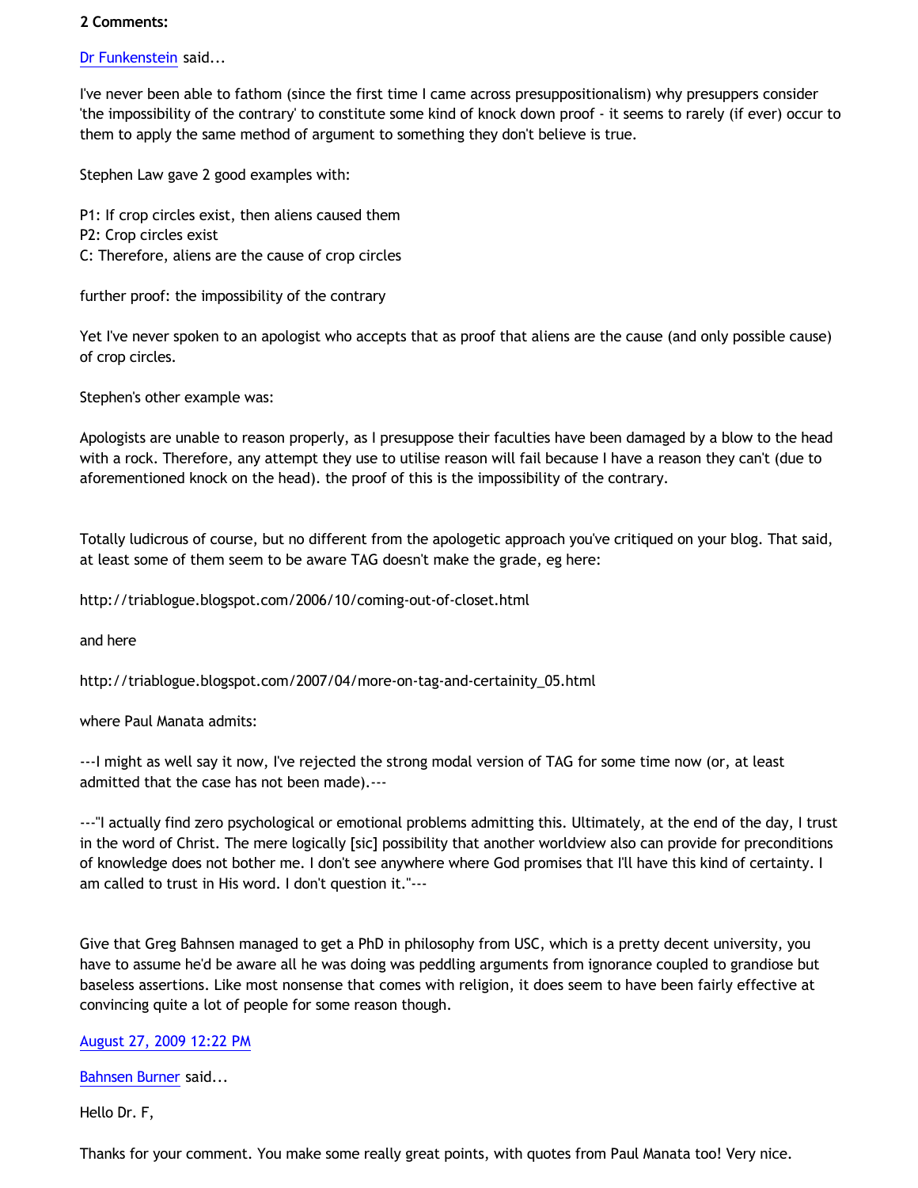**2 Comments:**

Dr Funkenstein said...

I've never been able to fathom (since the first time I came across presuppositionalism) why presuppers consider 'the impossibility of the contrary' to constitute some kind of knock down proof - it seems to rarely (if ever) occur to them to apply the same method of argument to something they don't believe is true.

Stephen Law gave 2 good examples with:

P1: If crop circles exist, then aliens caused them
P2: Crop circles exist
C: Therefore, aliens are the cause of crop circles

further proof: the impossibility of the contrary

Yet I've never spoken to an apologist who accepts that as proof that aliens are the cause (and only possible cause) of crop circles.

Stephen's other example was:

Apologists are unable to reason properly, as I presuppose their faculties have been damaged by a blow to the head with a rock. Therefore, any attempt they use to utilise reason will fail because I have a reason they can't (due to aforementioned knock on the head). the proof of this is the impossibility of the contrary.

Totally ludicrous of course, but no different from the apologetic approach you've critiqued on your blog. That said, at least some of them seem to be aware TAG doesn't make the grade, eg here:

http://triablogue.blogspot.com/2006/10/coming-out-of-closet.html

and here

http://triablogue.blogspot.com/2007/04/more-on-tag-and-certainity_05.html

where Paul Manata admits:

---I might as well say it now, I've rejected the strong modal version of TAG for some time now (or, at least admitted that the case has not been made).---

---"I actually find zero psychological or emotional problems admitting this. Ultimately, at the end of the day, I trust in the word of Christ. The mere logically [sic] possibility that another worldview also can provide for preconditions of knowledge does not bother me. I don't see anywhere where God promises that I'll have this kind of certainty. I am called to trust in His word. I don't question it."---

Give that Greg Bahnsen managed to get a PhD in philosophy from USC, which is a pretty decent university, you have to assume he'd be aware all he was doing was peddling arguments from ignorance coupled to grandiose but baseless assertions. Like most nonsense that comes with religion, it does seem to have been fairly effective at convincing quite a lot of people for some reason though.

August 27, 2009 12:22 PM

Bahnsen Burner said...

Hello Dr. F,

Thanks for your comment. You make some really great points, with quotes from Paul Manata too! Very nice.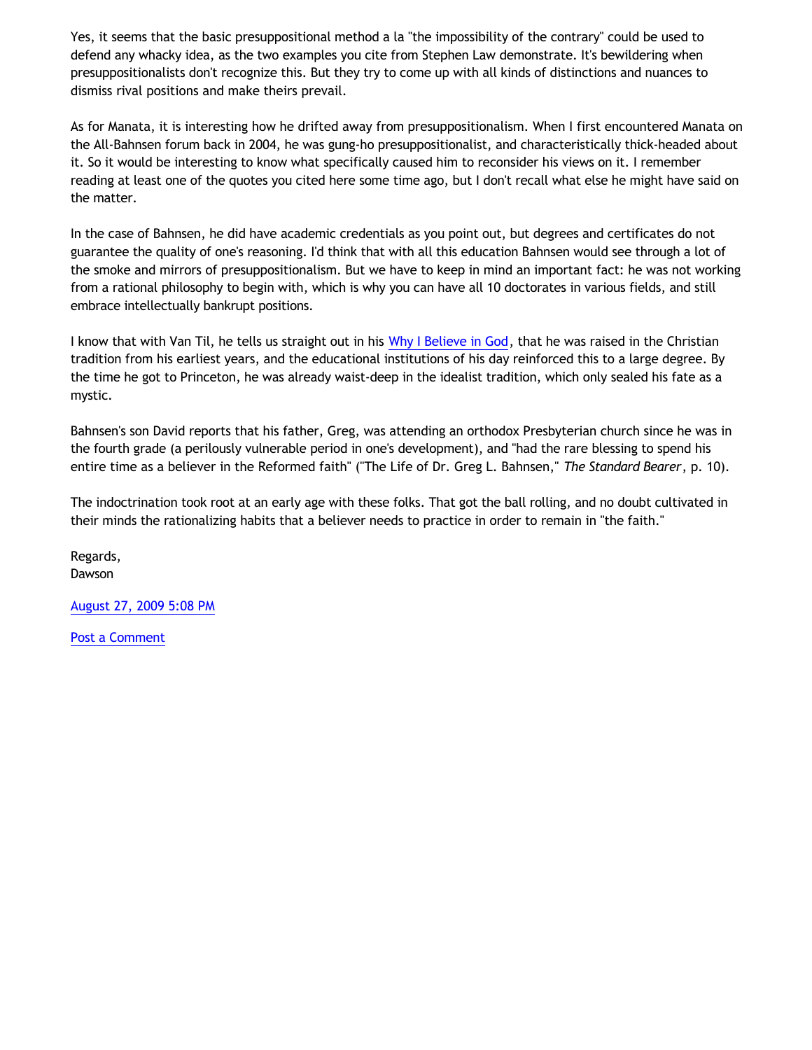Yes, it seems that the basic presuppositional method a la "the impossibility of the contrary" could be used to defend any whacky idea, as the two examples you cite from Stephen Law demonstrate. It's bewildering when presuppositionalists don't recognize this. But they try to come up with all kinds of distinctions and nuances to dismiss rival positions and make theirs prevail.

As for Manata, it is interesting how he drifted away from presuppositionalism. When I first encountered Manata on the All-Bahnsen forum back in 2004, he was gung-ho presuppositionalist, and characteristically thick-headed about it. So it would be interesting to know what specifically caused him to reconsider his views on it. I remember reading at least one of the quotes you cited here some time ago, but I don't recall what else he might have said on the matter.

In the case of Bahnsen, he did have academic credentials as you point out, but degrees and certificates do not guarantee the quality of one's reasoning. I'd think that with all this education Bahnsen would see through a lot of the smoke and mirrors of presuppositionalism. But we have to keep in mind an important fact: he was not working from a rational philosophy to begin with, which is why you can have all 10 doctorates in various fields, and still embrace intellectually bankrupt positions.

I know that with Van Til, he tells us straight out in his Why I Believe in God, that he was raised in the Christian tradition from his earliest years, and the educational institutions of his day reinforced this to a large degree. By the time he got to Princeton, he was already waist-deep in the idealist tradition, which only sealed his fate as a mystic.

Bahnsen's son David reports that his father, Greg, was attending an orthodox Presbyterian church since he was in the fourth grade (a perilously vulnerable period in one's development), and "had the rare blessing to spend his entire time as a believer in the Reformed faith" ("The Life of Dr. Greg L. Bahnsen," *The Standard Bearer*, p. 10).

The indoctrination took root at an early age with these folks. That got the ball rolling, and no doubt cultivated in their minds the rationalizing habits that a believer needs to practice in order to remain in "the faith."

Regards,
Dawson

August 27, 2009 5:08 PM

Post a Comment